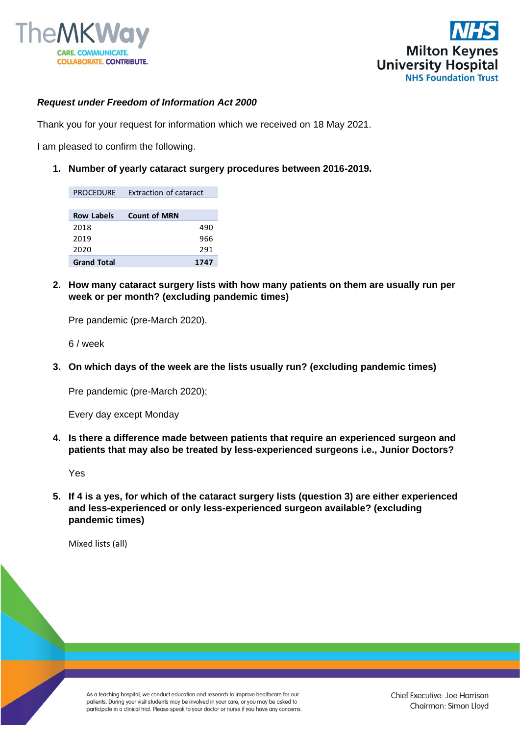***Request under Freedom of Information Act 2000***

Thank you for your request for information which we received on 18 May 2021.

I am pleased to confirm the following.

1. **Number of yearly cataract surgery procedures between 2016-2019.**

| PROCEDURE | Extraction of cataract |
|---|---|

| Row Labels | Count of MRN |
|---|---|
| 2018 | 490 |
| 2019 | 966 |
| 2020 | 291 |
| **Grand Total** | **1747** |

2. **How many cataract surgery lists with how many patients on them are usually run per week or per month? (excluding pandemic times)**

   Pre pandemic (pre-March 2020).

   6 / week

3. **On which days of the week are the lists usually run? (excluding pandemic times)**

   Pre pandemic (pre-March 2020);

   Every day except Monday

4. **Is there a difference made between patients that require an experienced surgeon and patients that may also be treated by less-experienced surgeons i.e., Junior Doctors?**

   Yes

5. **If 4 is a yes, for which of the cataract surgery lists (question 3) are either experienced and less-experienced or only less-experienced surgeon available? (excluding pandemic times)**

   Mixed lists (all)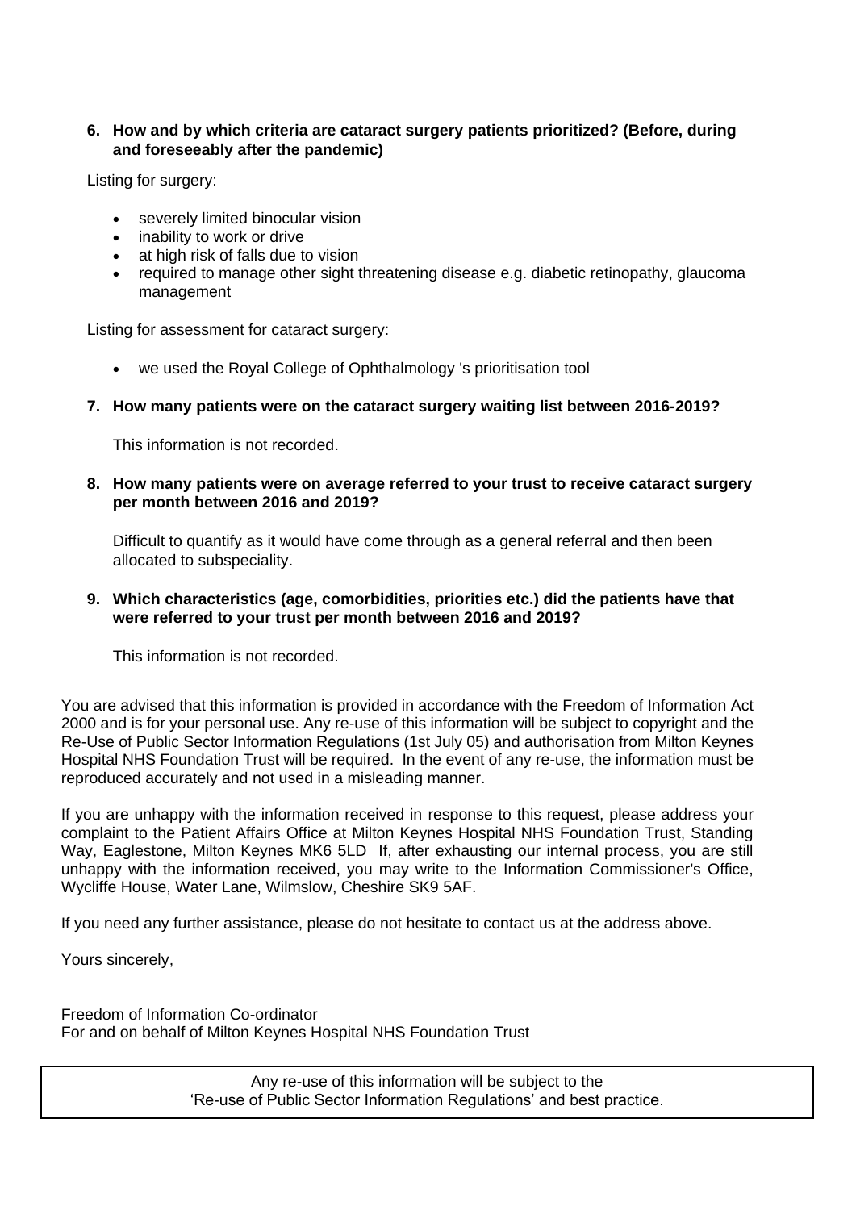**6. How and by which criteria are cataract surgery patients prioritized? (Before, during and foreseeably after the pandemic)**

Listing for surgery:

- severely limited binocular vision
- inability to work or drive
- at high risk of falls due to vision
- required to manage other sight threatening disease e.g. diabetic retinopathy, glaucoma management

Listing for assessment for cataract surgery:

- we used the Royal College of Ophthalmology 's prioritisation tool

**7. How many patients were on the cataract surgery waiting list between 2016-2019?**

This information is not recorded.

**8. How many patients were on average referred to your trust to receive cataract surgery per month between 2016 and 2019?**

Difficult to quantify as it would have come through as a general referral and then been allocated to subspeciality.

**9. Which characteristics (age, comorbidities, priorities etc.) did the patients have that were referred to your trust per month between 2016 and 2019?**

This information is not recorded.

You are advised that this information is provided in accordance with the Freedom of Information Act 2000 and is for your personal use. Any re-use of this information will be subject to copyright and the Re-Use of Public Sector Information Regulations (1st July 05) and authorisation from Milton Keynes Hospital NHS Foundation Trust will be required. In the event of any re-use, the information must be reproduced accurately and not used in a misleading manner.

If you are unhappy with the information received in response to this request, please address your complaint to the Patient Affairs Office at Milton Keynes Hospital NHS Foundation Trust, Standing Way, Eaglestone, Milton Keynes MK6 5LD If, after exhausting our internal process, you are still unhappy with the information received, you may write to the Information Commissioner's Office, Wycliffe House, Water Lane, Wilmslow, Cheshire SK9 5AF.

If you need any further assistance, please do not hesitate to contact us at the address above.

Yours sincerely,

Freedom of Information Co-ordinator
For and on behalf of Milton Keynes Hospital NHS Foundation Trust

Any re-use of this information will be subject to the
'Re-use of Public Sector Information Regulations' and best practice.